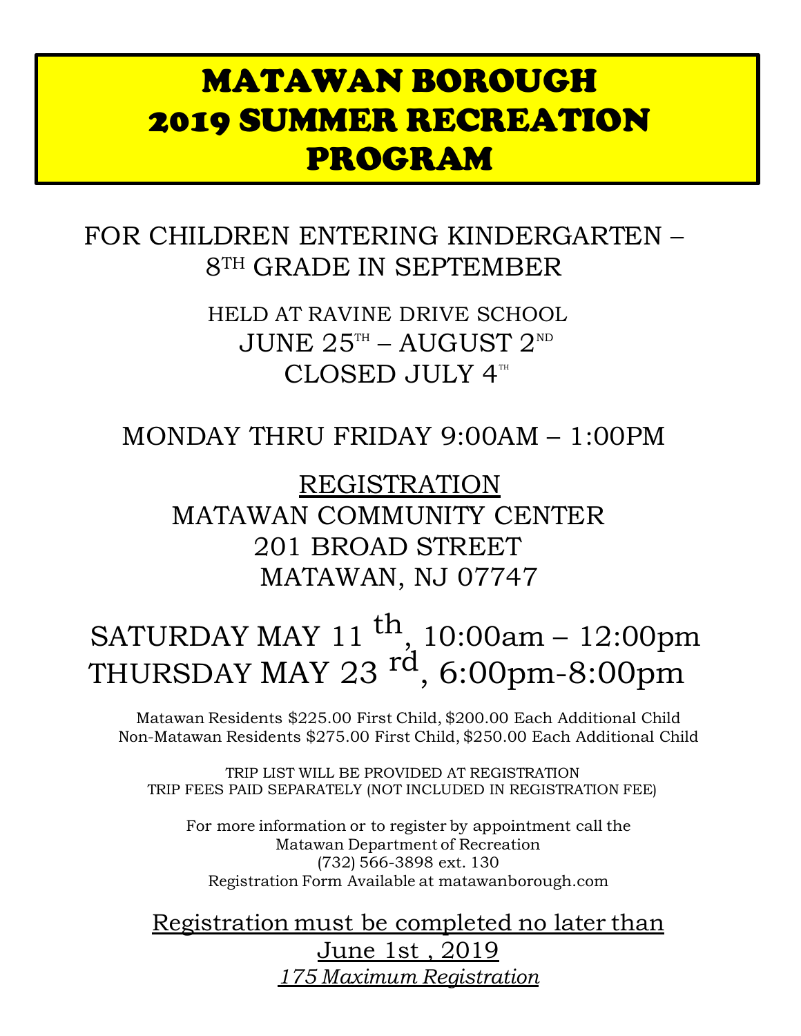# MATAWAN BOROUGH 2019 SUMMER RECREATION PROGRAM

FOR CHILDREN ENTERING KINDERGARTEN – 8TH GRADE IN SEPTEMBER

HELD AT RAVINE DRIVE SCHOOL

JUNE 25TH – AUGUST 2ND

CLOSED JULY 4TH

MONDAY THRU FRIDAY 9:00AM – 1:00PM

<u>REGISTRATION</u>

MATAWAN COMMUNITY CENTER
201 BROAD STREET
MATAWAN, NJ 07747

SATURDAY MAY 11th, 10:00am – 12:00pm
THURSDAY MAY 23rd, 6:00pm-8:00pm

Matawan Residents $225.00 First Child, $200.00 Each Additional Child
Non-Matawan Residents $275.00 First Child, $250.00 Each Additional Child

TRIP LIST WILL BE PROVIDED AT REGISTRATION
TRIP FEES PAID SEPARATELY (NOT INCLUDED IN REGISTRATION FEE)

For more information or to register by appointment call the
Matawan Department of Recreation
(732) 566-3898 ext. 130
Registration Form Available at matawanborough.com

<u>Registration must be completed no later than June 1st , 2019</u>

*<u>175 Maximum Registration</u>*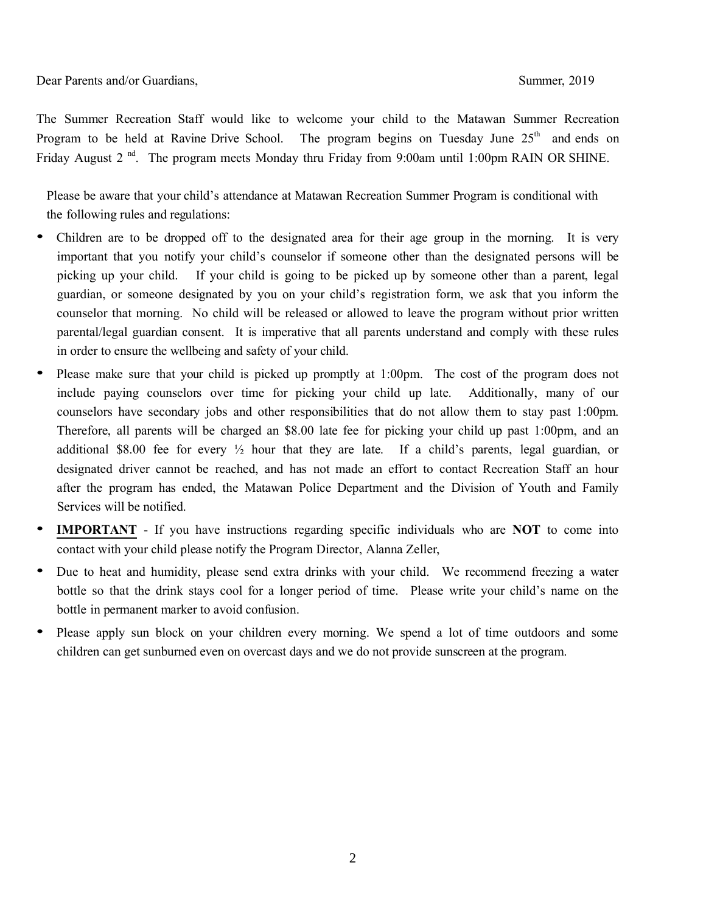Dear Parents and/or Guardians, Summer, 2019

The Summer Recreation Staff would like to welcome your child to the Matawan Summer Recreation Program to be held at Ravine Drive School. The program begins on Tuesday June 25th and ends on Friday August 2nd. The program meets Monday thru Friday from 9:00am until 1:00pm RAIN OR SHINE.

Please be aware that your child's attendance at Matawan Recreation Summer Program is conditional with the following rules and regulations:

- Children are to be dropped off to the designated area for their age group in the morning. It is very important that you notify your child's counselor if someone other than the designated persons will be picking up your child. If your child is going to be picked up by someone other than a parent, legal guardian, or someone designated by you on your child's registration form, we ask that you inform the counselor that morning. No child will be released or allowed to leave the program without prior written parental/legal guardian consent. It is imperative that all parents understand and comply with these rules in order to ensure the wellbeing and safety of your child.
- Please make sure that your child is picked up promptly at 1:00pm. The cost of the program does not include paying counselors over time for picking your child up late. Additionally, many of our counselors have secondary jobs and other responsibilities that do not allow them to stay past 1:00pm. Therefore, all parents will be charged an $8.00 late fee for picking your child up past 1:00pm, and an additional $8.00 fee for every ½ hour that they are late. If a child's parents, legal guardian, or designated driver cannot be reached, and has not made an effort to contact Recreation Staff an hour after the program has ended, the Matawan Police Department and the Division of Youth and Family Services will be notified.
- **IMPORTANT** - If you have instructions regarding specific individuals who are **NOT** to come into contact with your child please notify the Program Director, Alanna Zeller,
- Due to heat and humidity, please send extra drinks with your child. We recommend freezing a water bottle so that the drink stays cool for a longer period of time. Please write your child's name on the bottle in permanent marker to avoid confusion.
- Please apply sun block on your children every morning. We spend a lot of time outdoors and some children can get sunburned even on overcast days and we do not provide sunscreen at the program.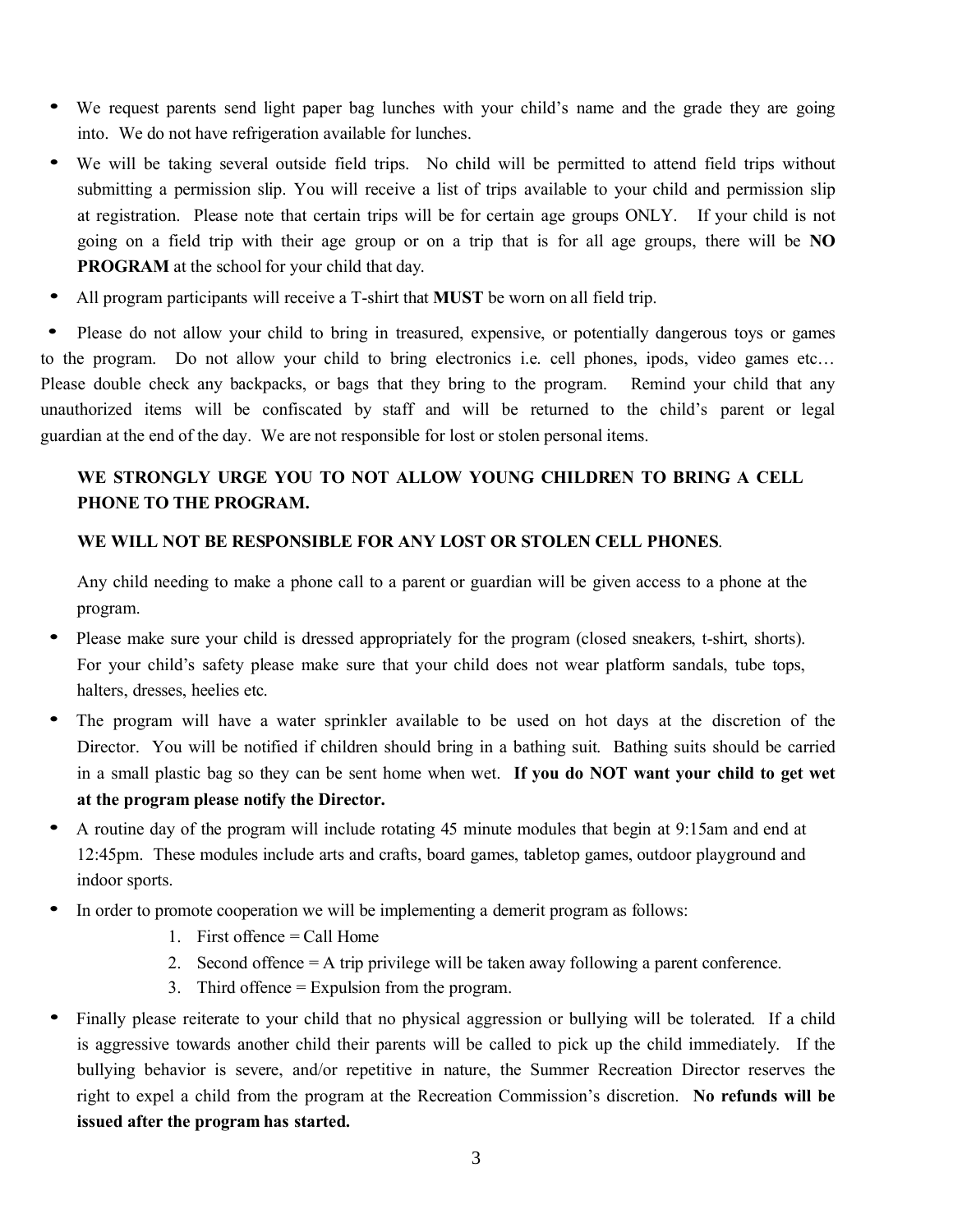- We request parents send light paper bag lunches with your child's name and the grade they are going into. We do not have refrigeration available for lunches.
- We will be taking several outside field trips. No child will be permitted to attend field trips without submitting a permission slip. You will receive a list of trips available to your child and permission slip at registration. Please note that certain trips will be for certain age groups ONLY. If your child is not going on a field trip with their age group or on a trip that is for all age groups, there will be **NO PROGRAM** at the school for your child that day.
- All program participants will receive a T-shirt that **MUST** be worn on all field trip.
- Please do not allow your child to bring in treasured, expensive, or potentially dangerous toys or games to the program. Do not allow your child to bring electronics i.e. cell phones, ipods, video games etc… Please double check any backpacks, or bags that they bring to the program. Remind your child that any unauthorized items will be confiscated by staff and will be returned to the child's parent or legal guardian at the end of the day. We are not responsible for lost or stolen personal items.

**WE STRONGLY URGE YOU TO NOT ALLOW YOUNG CHILDREN TO BRING A CELL PHONE TO THE PROGRAM.**

**WE WILL NOT BE RESPONSIBLE FOR ANY LOST OR STOLEN CELL PHONES**.

Any child needing to make a phone call to a parent or guardian will be given access to a phone at the program.

- Please make sure your child is dressed appropriately for the program (closed sneakers, t-shirt, shorts). For your child's safety please make sure that your child does not wear platform sandals, tube tops, halters, dresses, heelies etc.
- The program will have a water sprinkler available to be used on hot days at the discretion of the Director. You will be notified if children should bring in a bathing suit. Bathing suits should be carried in a small plastic bag so they can be sent home when wet. **If you do NOT want your child to get wet at the program please notify the Director.**
- A routine day of the program will include rotating 45 minute modules that begin at 9:15am and end at 12:45pm. These modules include arts and crafts, board games, tabletop games, outdoor playground and indoor sports.
- In order to promote cooperation we will be implementing a demerit program as follows:
  1. First offence = Call Home
  2. Second offence = A trip privilege will be taken away following a parent conference.
  3. Third offence = Expulsion from the program.
- Finally please reiterate to your child that no physical aggression or bullying will be tolerated. If a child is aggressive towards another child their parents will be called to pick up the child immediately. If the bullying behavior is severe, and/or repetitive in nature, the Summer Recreation Director reserves the right to expel a child from the program at the Recreation Commission's discretion. **No refunds will be issued after the program has started.**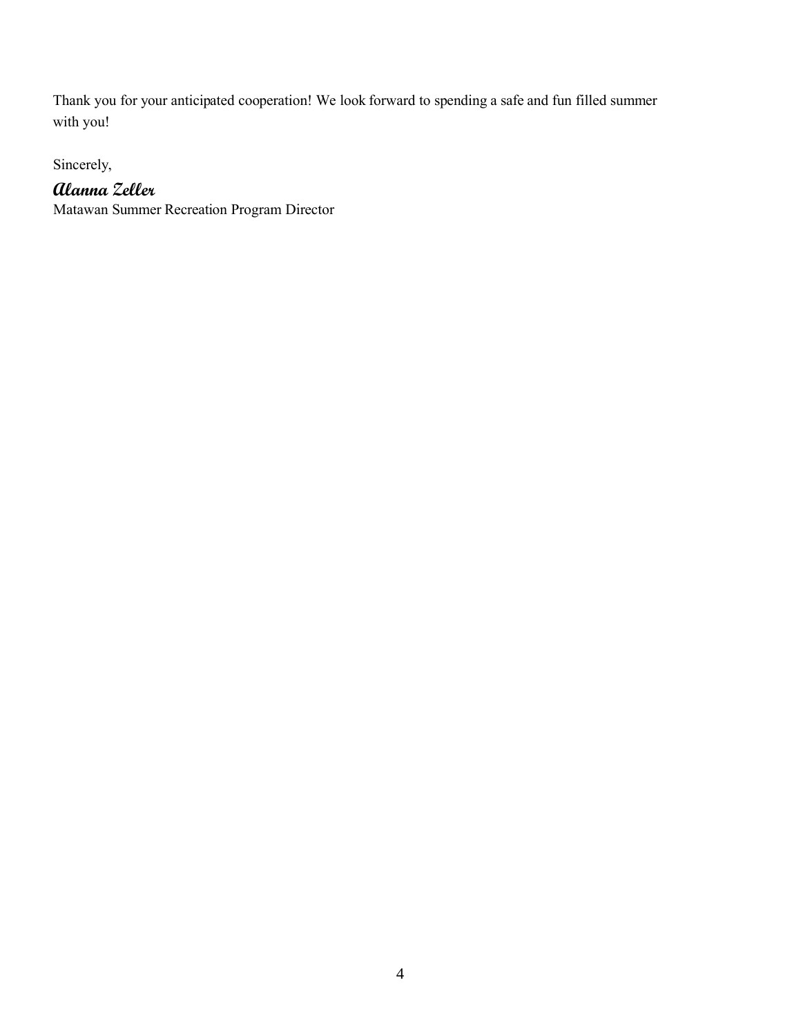Thank you for your anticipated cooperation! We look forward to spending a safe and fun filled summer with you!

Sincerely,

***Alanna Zeller***
Matawan Summer Recreation Program Director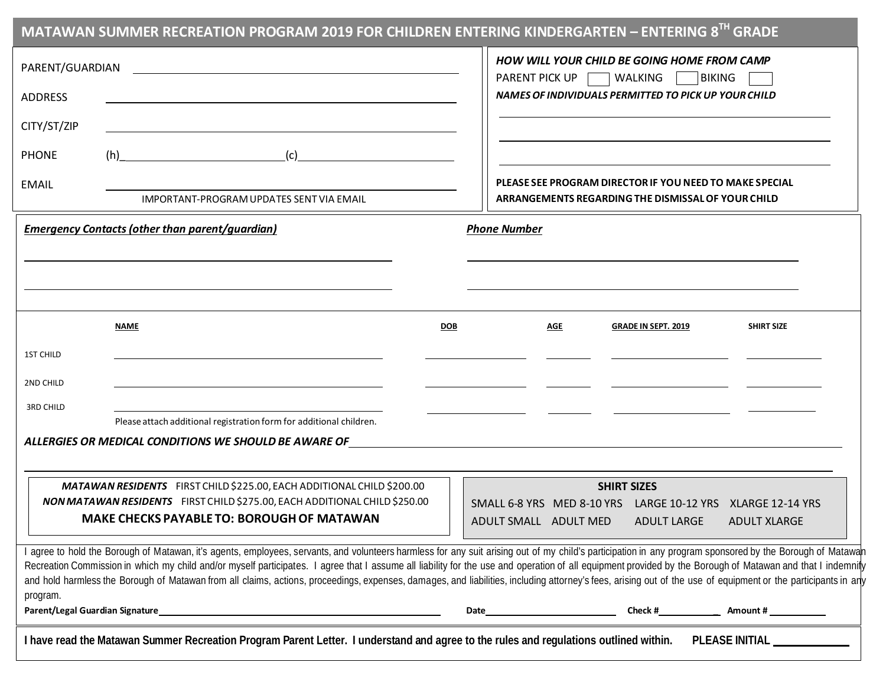# MATAWAN SUMMER RECREATION PROGRAM 2019 FOR CHILDREN ENTERING KINDERGARTEN – ENTERING 8TH GRADE

PARENT/GUARDIAN ______________________________

ADDRESS ______________________________

CITY/ST/ZIP ______________________________

PHONE (h)_______________ (c)_______________

EMAIL ______________________________

IMPORTANT-PROGRAM UPDATES SENT VIA EMAIL

***HOW WILL YOUR CHILD BE GOING HOME FROM CAMP***

PARENT PICK UP ☐ WALKING ☐ BIKING ☐

***NAMES OF INDIVIDUALS PERMITTED TO PICK UP YOUR CHILD***

______________________________

______________________________

______________________________

**PLEASE SEE PROGRAM DIRECTOR IF YOU NEED TO MAKE SPECIAL ARRANGEMENTS REGARDING THE DISMISSAL OF YOUR CHILD**

| ***Emergency Contacts (other than parent/guardian)*** | ***Phone Number*** |
|---|---|
| | |
| | |

| | NAME | DOB | AGE | GRADE IN SEPT. 2019 | SHIRT SIZE |
|---|---|---|---|---|---|
| 1ST CHILD | | | | | |
| 2ND CHILD | | | | | |
| 3RD CHILD | | | | | |

Please attach additional registration form for additional children.

***ALLERGIES OR MEDICAL CONDITIONS WE SHOULD BE AWARE OF*** ______________________________

***MATAWAN RESIDENTS*** FIRST CHILD $225.00, EACH ADDITIONAL CHILD $200.00

***NON MATAWAN RESIDENTS*** FIRST CHILD $275.00, EACH ADDITIONAL CHILD $250.00

**MAKE CHECKS PAYABLE TO: BOROUGH OF MATAWAN**

**SHIRT SIZES**

SMALL 6-8 YRS MED 8-10 YRS LARGE 10-12 YRS XLARGE 12-14 YRS

ADULT SMALL ADULT MED ADULT LARGE ADULT XLARGE

I agree to hold the Borough of Matawan, it's agents, employees, servants, and volunteers harmless for any suit arising out of my child's participation in any program sponsored by the Borough of Matawan Recreation Commission in which my child and/or myself participates. I agree that I assume all liability for the use and operation of all equipment provided by the Borough of Matawan and that I indemnify and hold harmless the Borough of Matawan from all claims, actions, proceedings, expenses, damages, and liabilities, including attorney's fees, arising out of the use of equipment or the participants in any program.

**Parent/Legal Guardian Signature** ______________________________ **Date** _______________ **Check #** __________ **Amount #** __________

**I have read the Matawan Summer Recreation Program Parent Letter. I understand and agree to the rules and regulations outlined within. PLEASE INITIAL** __________